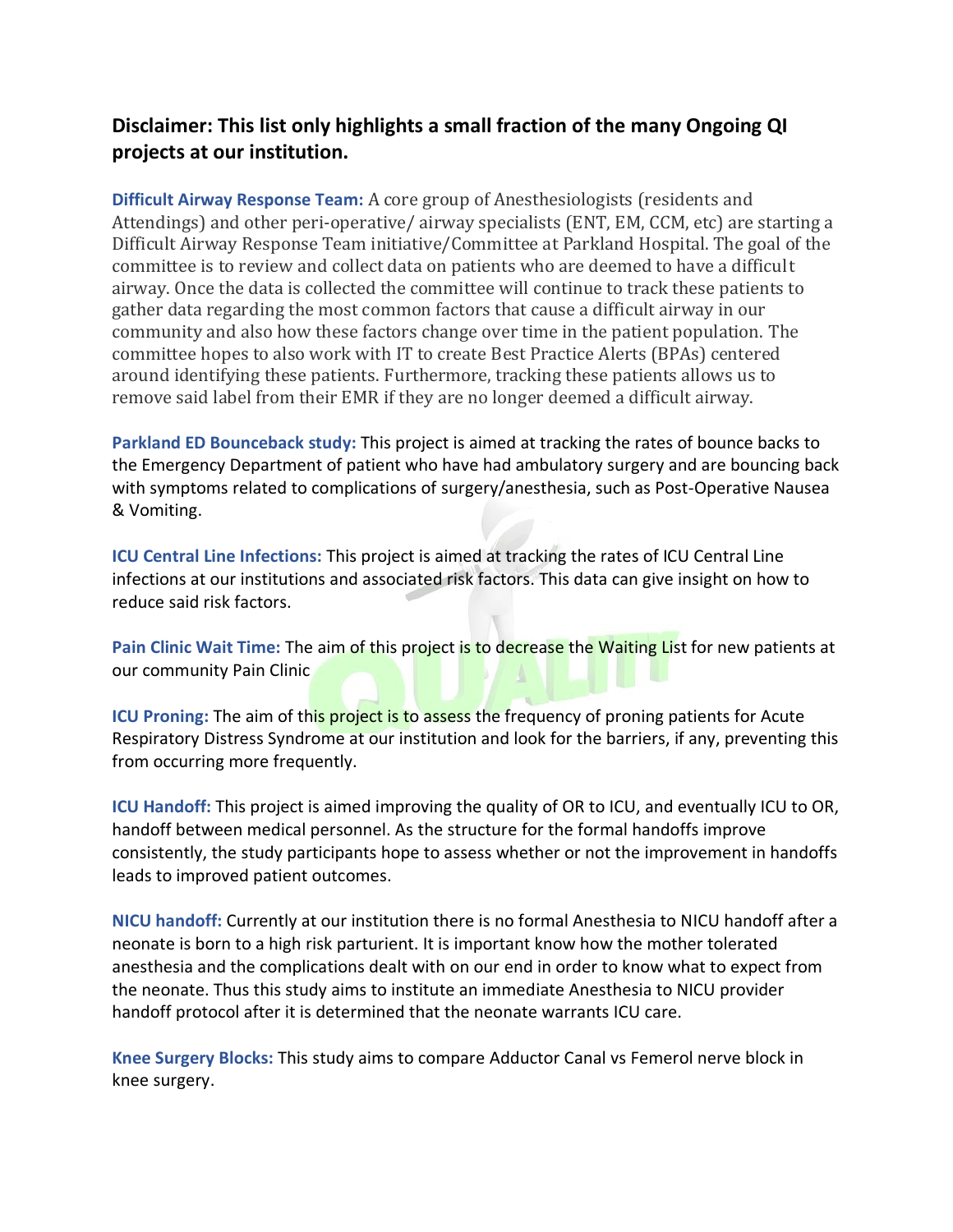## Disclaimer: This list only highlights a small fraction of the many Ongoing QI projects at our institution.

**Difficult Airway Response Team:** A core group of Anesthesiologists (residents and Attendings) and other peri-operative/ airway specialists (ENT, EM, CCM, etc) are starting a Difficult Airway Response Team initiative/Committee at Parkland Hospital. The goal of the committee is to review and collect data on patients who are deemed to have a difficult airway. Once the data is collected the committee will continue to track these patients to gather data regarding the most common factors that cause a difficult airway in our community and also how these factors change over time in the patient population. The committee hopes to also work with IT to create Best Practice Alerts (BPAs) centered around identifying these patients. Furthermore, tracking these patients allows us to remove said label from their EMR if they are no longer deemed a difficult airway.

**Parkland ED Bounceback study:** This project is aimed at tracking the rates of bounce backs to the Emergency Department of patient who have had ambulatory surgery and are bouncing back with symptoms related to complications of surgery/anesthesia, such as Post-Operative Nausea & Vomiting.

**ICU Central Line Infections:** This project is aimed at tracking the rates of ICU Central Line infections at our institutions and associated risk factors. This data can give insight on how to reduce said risk factors.

**Pain Clinic Wait Time:** The aim of this project is to decrease the Waiting List for new patients at our community Pain Clinic

**ICU Proning:** The aim of this project is to assess the frequency of proning patients for Acute Respiratory Distress Syndrome at our institution and look for the barriers, if any, preventing this from occurring more frequently.

**ICU Handoff:** This project is aimed improving the quality of OR to ICU, and eventually ICU to OR, handoff between medical personnel. As the structure for the formal handoffs improve consistently, the study participants hope to assess whether or not the improvement in handoffs leads to improved patient outcomes.

**NICU handoff:** Currently at our institution there is no formal Anesthesia to NICU handoff after a neonate is born to a high risk parturient. It is important know how the mother tolerated anesthesia and the complications dealt with on our end in order to know what to expect from the neonate. Thus this study aims to institute an immediate Anesthesia to NICU provider handoff protocol after it is determined that the neonate warrants ICU care.

**Knee Surgery Blocks:** This study aims to compare Adductor Canal vs Femerol nerve block in knee surgery.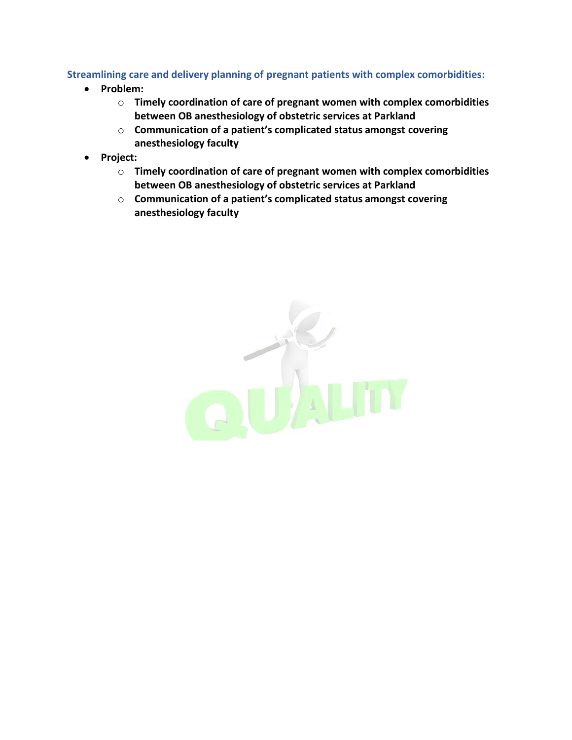### Streamlining care and delivery planning of pregnant patients with complex comorbidities:

- **Problem:**
  - **Timely coordination of care of pregnant women with complex comorbidities between OB anesthesiology of obstetric services at Parkland**
  - **Communication of a patient's complicated status amongst covering anesthesiology faculty**
- **Project:**
  - **Timely coordination of care of pregnant women with complex comorbidities between OB anesthesiology of obstetric services at Parkland**
  - **Communication of a patient's complicated status amongst covering anesthesiology faculty**